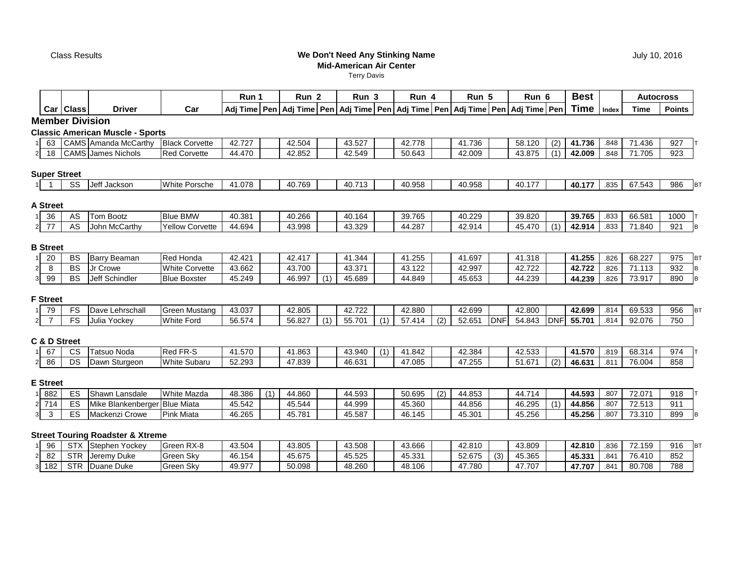Class Results

**We Don't Need Any Stinking Name**
**Mid-American Air Center**
Terry Davis

July 10, 2016

| | Car | Class | Driver | Car | Run 1 | | Run 2 | | Run 3 | | Run 4 | | Run 5 | | Run 6 | | Best | | Autocross | | |
|---|---|---|---|---|---|---|---|---|---|---|---|---|---|---|---|---|---|---|---|---|---|
| | | | | | Adj Time | Pen | Adj Time | Pen | Adj Time | Pen | Adj Time | Pen | Adj Time | Pen | Adj Time | Pen | Time | Index | Time | Points | |
| **Member Division** | | | | | | | | | | | | | | | | | | | | | |
| **Classic American Muscle - Sports** | | | | | | | | | | | | | | | | | | | | | |
| 1 | 63 | CAMS | Amanda McCarthy | Black Corvette | 42.727 | | 42.504 | | 43.527 | | 42.778 | | 41.736 | | 58.120 | (2) | **41.736** | .848 | 71.436 | 927 | T |
| 2 | 18 | CAMS | James Nichols | Red Corvette | 44.470 | | 42.852 | | 42.549 | | 50.643 | | 42.009 | | 43.875 | (1) | **42.009** | .848 | 71.705 | 923 | |
| **Super Street** | | | | | | | | | | | | | | | | | | | | | |
| 1 | 1 | SS | Jeff Jackson | White Porsche | 41.078 | | 40.769 | | 40.713 | | 40.958 | | 40.958 | | 40.177 | | **40.177** | .835 | 67.543 | 986 | BT |
| **A Street** | | | | | | | | | | | | | | | | | | | | | |
| 1 | 36 | AS | Tom Bootz | Blue BMW | 40.381 | | 40.266 | | 40.164 | | 39.765 | | 40.229 | | 39.820 | | **39.765** | .833 | 66.581 | 1000 | T |
| 2 | 77 | AS | John McCarthy | Yellow Corvette | 44.694 | | 43.998 | | 43.329 | | 44.287 | | 42.914 | | 45.470 | (1) | **42.914** | .833 | 71.840 | 921 | B |
| **B Street** | | | | | | | | | | | | | | | | | | | | | |
| 1 | 20 | BS | Barry Beaman | Red Honda | 42.421 | | 42.417 | | 41.344 | | 41.255 | | 41.697 | | 41.318 | | **41.255** | .826 | 68.227 | 975 | BT |
| 2 | 8 | BS | Jr Crowe | White Corvette | 43.662 | | 43.700 | | 43.371 | | 43.122 | | 42.997 | | 42.722 | | **42.722** | .826 | 71.113 | 932 | B |
| 3 | 99 | BS | Jeff Schindler | Blue Boxster | 45.249 | | 46.997 | (1) | 45.689 | | 44.849 | | 45.653 | | 44.239 | | **44.239** | .826 | 73.917 | 890 | B |
| **F Street** | | | | | | | | | | | | | | | | | | | | | |
| 1 | 79 | FS | Dave Lehrschall | Green Mustang | 43.037 | | 42.805 | | 42.722 | | 42.880 | | 42.699 | | 42.800 | | **42.699** | .814 | 69.533 | 956 | BT |
| 2 | 7 | FS | Julia Yockey | White Ford | 56.574 | | 56.827 | (1) | 55.701 | (1) | 57.414 | (2) | 52.651 | DNF | 54.843 | DNF | **55.701** | .814 | 92.076 | 750 | |
| **C & D Street** | | | | | | | | | | | | | | | | | | | | | |
| 1 | 67 | CS | Tatsuo Noda | Red FR-S | 41.570 | | 41.863 | | 43.940 | (1) | 41.842 | | 42.384 | | 42.533 | | **41.570** | .819 | 68.314 | 974 | T |
| 2 | 86 | DS | Dawn Sturgeon | White Subaru | 52.293 | | 47.839 | | 46.631 | | 47.085 | | 47.255 | | 51.671 | (2) | **46.631** | .811 | 76.004 | 858 | |
| **E Street** | | | | | | | | | | | | | | | | | | | | | |
| 1 | 882 | ES | Shawn Lansdale | White Mazda | 48.386 | (1) | 44.860 | | 44.593 | | 50.695 | (2) | 44.853 | | 44.714 | | **44.593** | .807 | 72.071 | 918 | T |
| 2 | 714 | ES | Mike Blankenberger | Blue Miata | 45.542 | | 45.544 | | 44.999 | | 45.360 | | 44.856 | | 46.295 | (1) | **44.856** | .807 | 72.513 | 911 | |
| 3 | 3 | ES | Mackenzi Crowe | Pink Miata | 46.265 | | 45.781 | | 45.587 | | 46.145 | | 45.301 | | 45.256 | | **45.256** | .807 | 73.310 | 899 | B |
| **Street Touring Roadster & Xtreme** | | | | | | | | | | | | | | | | | | | | | |
| 1 | 96 | STX | Stephen Yockey | Green RX-8 | 43.504 | | 43.805 | | 43.508 | | 43.666 | | 42.810 | | 43.809 | | **42.810** | .836 | 72.159 | 916 | BT |
| 2 | 82 | STR | Jeremy Duke | Green Sky | 46.154 | | 45.675 | | 45.525 | | 45.331 | | 52.675 | (3) | 45.365 | | **45.331** | .841 | 76.410 | 852 | |
| 3 | 182 | STR | Duane Duke | Green Sky | 49.977 | | 50.098 | | 48.260 | | 48.106 | | 47.780 | | 47.707 | | **47.707** | .841 | 80.708 | 788 | |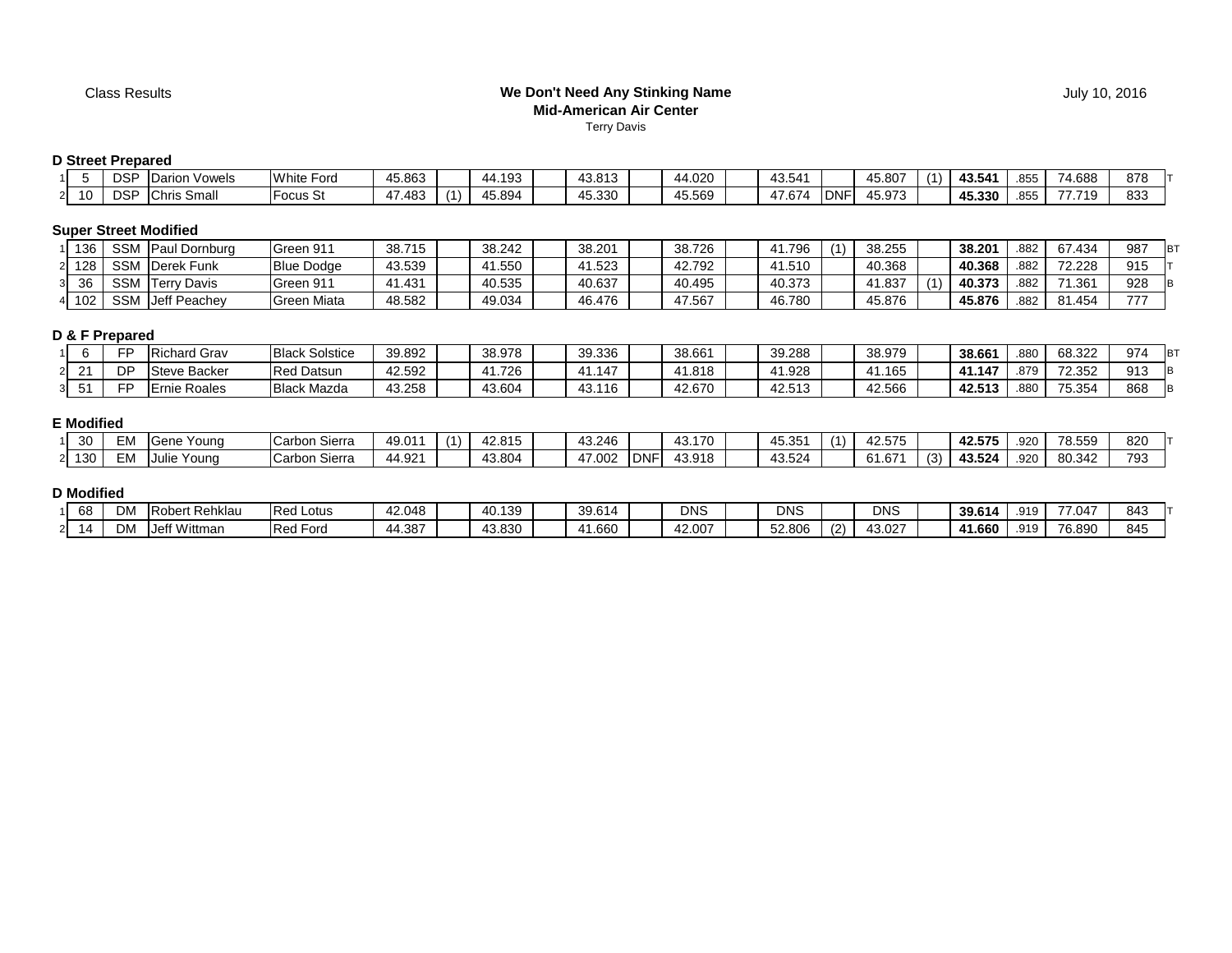Class Results

**We Don't Need Any Stinking Name**
**Mid-American Air Center**
Terry Davis

July 10, 2016

### D Street Prepared

| | # | Class | Driver | Car | Run 1 | | Run 2 | | Run 3 | | Run 4 | | Run 5 | | Run 6 | | Best | PAX | Index Time | Points | |
|---|---|---|---|---|---|---|---|---|---|---|---|---|---|---|---|---|---|---|---|---|---|
| 1 | 5 | DSP | Darion Vowels | White Ford | 45.863 | | 44.193 | | 43.813 | | 44.020 | | 43.541 | | 45.807 | (1) | **43.541** | .855 | 74.688 | 878 | T |
| 2 | 10 | DSP | Chris Small | Focus St | 47.483 | (1) | 45.894 | | 45.330 | | 45.569 | | 47.674 | DNF | 45.973 | | **45.330** | .855 | 77.719 | 833 | |

### Super Street Modified

| | # | Class | Driver | Car | Run 1 | | Run 2 | | Run 3 | | Run 4 | | Run 5 | | Run 6 | | Best | PAX | Index Time | Points | |
|---|---|---|---|---|---|---|---|---|---|---|---|---|---|---|---|---|---|---|---|---|---|
| 1 | 136 | SSM | Paul Dornburg | Green 911 | 38.715 | | 38.242 | | 38.201 | | 38.726 | | 41.796 | (1) | 38.255 | | **38.201** | .882 | 67.434 | 987 | BT |
| 2 | 128 | SSM | Derek Funk | Blue Dodge | 43.539 | | 41.550 | | 41.523 | | 42.792 | | 41.510 | | 40.368 | | **40.368** | .882 | 72.228 | 915 | T |
| 3 | 36 | SSM | Terry Davis | Green 911 | 41.431 | | 40.535 | | 40.637 | | 40.495 | | 40.373 | | 41.837 | (1) | **40.373** | .882 | 71.361 | 928 | B |
| 4 | 102 | SSM | Jeff Peachey | Green Miata | 48.582 | | 49.034 | | 46.476 | | 47.567 | | 46.780 | | 45.876 | | **45.876** | .882 | 81.454 | 777 | |

### D & F Prepared

| | # | Class | Driver | Car | Run 1 | | Run 2 | | Run 3 | | Run 4 | | Run 5 | | Run 6 | | Best | PAX | Index Time | Points | |
|---|---|---|---|---|---|---|---|---|---|---|---|---|---|---|---|---|---|---|---|---|---|
| 1 | 6 | FP | Richard Grav | Black Solstice | 39.892 | | 38.978 | | 39.336 | | 38.661 | | 39.288 | | 38.979 | | **38.661** | .880 | 68.322 | 974 | BT |
| 2 | 21 | DP | Steve Backer | Red Datsun | 42.592 | | 41.726 | | 41.147 | | 41.818 | | 41.928 | | 41.165 | | **41.147** | .879 | 72.352 | 913 | B |
| 3 | 51 | FP | Ernie Roales | Black Mazda | 43.258 | | 43.604 | | 43.116 | | 42.670 | | 42.513 | | 42.566 | | **42.513** | .880 | 75.354 | 868 | B |

### E Modified

| | # | Class | Driver | Car | Run 1 | | Run 2 | | Run 3 | | Run 4 | | Run 5 | | Run 6 | | Best | PAX | Index Time | Points | |
|---|---|---|---|---|---|---|---|---|---|---|---|---|---|---|---|---|---|---|---|---|---|
| 1 | 30 | EM | Gene Young | Carbon Sierra | 49.011 | (1) | 42.815 | | 43.246 | | 43.170 | | 45.351 | (1) | 42.575 | | **42.575** | .920 | 78.559 | 820 | T |
| 2 | 130 | EM | Julie Young | Carbon Sierra | 44.921 | | 43.804 | | 47.002 | DNF | 43.918 | | 43.524 | | 61.671 | (3) | **43.524** | .920 | 80.342 | 793 | |

### D Modified

| | # | Class | Driver | Car | Run 1 | | Run 2 | | Run 3 | | Run 4 | | Run 5 | | Run 6 | | Best | PAX | Index Time | Points | |
|---|---|---|---|---|---|---|---|---|---|---|---|---|---|---|---|---|---|---|---|---|---|
| 1 | 68 | DM | Robert Rehklau | Red Lotus | 42.048 | | 40.139 | | 39.614 | | DNS | | DNS | | DNS | | **39.614** | .919 | 77.047 | 843 | T |
| 2 | 14 | DM | Jeff Wittman | Red Ford | 44.387 | | 43.830 | | 41.660 | | 42.007 | | 52.806 | (2) | 43.027 | | **41.660** | .919 | 76.890 | 845 | |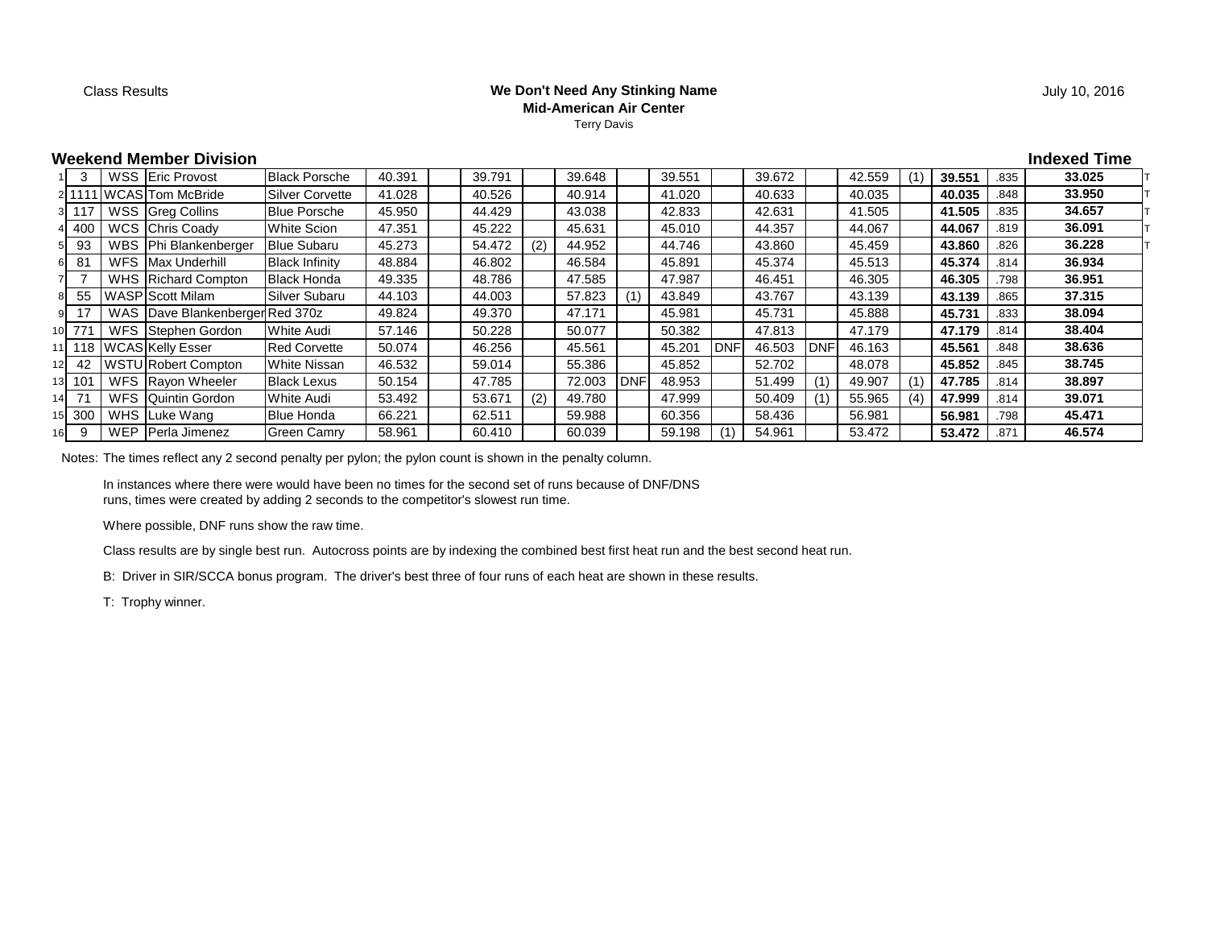Class Results

**We Don't Need Any Stinking Name**
**Mid-American Air Center**
Terry Davis

July 10, 2016

### Weekend Member Division

| | | | | | | | | | | | | | | | | | | | | |
|---|---|---|---|---|---|---|---|---|---|---|---|---|---|---|---|---|---|---|---|---|
| | | | | | | | | | | | | | | | | | | | **Indexed Time** | |
| 1 | 3 | WSS | Eric Provost | Black Porsche | 40.391 | | 39.791 | | 39.648 | | 39.551 | | 39.672 | | 42.559 | (1) | **39.551** | .835 | **33.025** | T |
| 2 | 1111 | WCAS | Tom McBride | Silver Corvette | 41.028 | | 40.526 | | 40.914 | | 41.020 | | 40.633 | | 40.035 | | **40.035** | .848 | **33.950** | T |
| 3 | 117 | WSS | Greg Collins | Blue Porsche | 45.950 | | 44.429 | | 43.038 | | 42.833 | | 42.631 | | 41.505 | | **41.505** | .835 | **34.657** | T |
| 4 | 400 | WCS | Chris Coady | White Scion | 47.351 | | 45.222 | | 45.631 | | 45.010 | | 44.357 | | 44.067 | | **44.067** | .819 | **36.091** | T |
| 5 | 93 | WBS | Phi Blankenberger | Blue Subaru | 45.273 | | 54.472 | (2) | 44.952 | | 44.746 | | 43.860 | | 45.459 | | **43.860** | .826 | **36.228** | T |
| 6 | 81 | WFS | Max Underhill | Black Infinity | 48.884 | | 46.802 | | 46.584 | | 45.891 | | 45.374 | | 45.513 | | **45.374** | .814 | **36.934** | |
| 7 | 7 | WHS | Richard Compton | Black Honda | 49.335 | | 48.786 | | 47.585 | | 47.987 | | 46.451 | | 46.305 | | **46.305** | .798 | **36.951** | |
| 8 | 55 | WASP | Scott Milam | Silver Subaru | 44.103 | | 44.003 | | 57.823 | (1) | 43.849 | | 43.767 | | 43.139 | | **43.139** | .865 | **37.315** | |
| 9 | 17 | WAS | Dave Blankenberger | Red 370z | 49.824 | | 49.370 | | 47.171 | | 45.981 | | 45.731 | | 45.888 | | **45.731** | .833 | **38.094** | |
| 10 | 771 | WFS | Stephen Gordon | White Audi | 57.146 | | 50.228 | | 50.077 | | 50.382 | | 47.813 | | 47.179 | | **47.179** | .814 | **38.404** | |
| 11 | 118 | WCAS | Kelly Esser | Red Corvette | 50.074 | | 46.256 | | 45.561 | | 45.201 | DNF | 46.503 | DNF | 46.163 | | **45.561** | .848 | **38.636** | |
| 12 | 42 | WSTU | Robert Compton | White Nissan | 46.532 | | 59.014 | | 55.386 | | 45.852 | | 52.702 | | 48.078 | | **45.852** | .845 | **38.745** | |
| 13 | 101 | WFS | Rayon Wheeler | Black Lexus | 50.154 | | 47.785 | | 72.003 | DNF | 48.953 | | 51.499 | (1) | 49.907 | (1) | **47.785** | .814 | **38.897** | |
| 14 | 71 | WFS | Quintin Gordon | White Audi | 53.492 | | 53.671 | (2) | 49.780 | | 47.999 | | 50.409 | (1) | 55.965 | (4) | **47.999** | .814 | **39.071** | |
| 15 | 300 | WHS | Luke Wang | Blue Honda | 66.221 | | 62.511 | | 59.988 | | 60.356 | | 58.436 | | 56.981 | | **56.981** | .798 | **45.471** | |
| 16 | 9 | WEP | Perla Jimenez | Green Camry | 58.961 | | 60.410 | | 60.039 | | 59.198 | (1) | 54.961 | | 53.472 | | **53.472** | .871 | **46.574** | |

Notes: The times reflect any 2 second penalty per pylon; the pylon count is shown in the penalty column.

In instances where there were would have been no times for the second set of runs because of DNF/DNS runs, times were created by adding 2 seconds to the competitor's slowest run time.

Where possible, DNF runs show the raw time.

Class results are by single best run. Autocross points are by indexing the combined best first heat run and the best second heat run.

B: Driver in SIR/SCCA bonus program. The driver's best three of four runs of each heat are shown in these results.

T: Trophy winner.